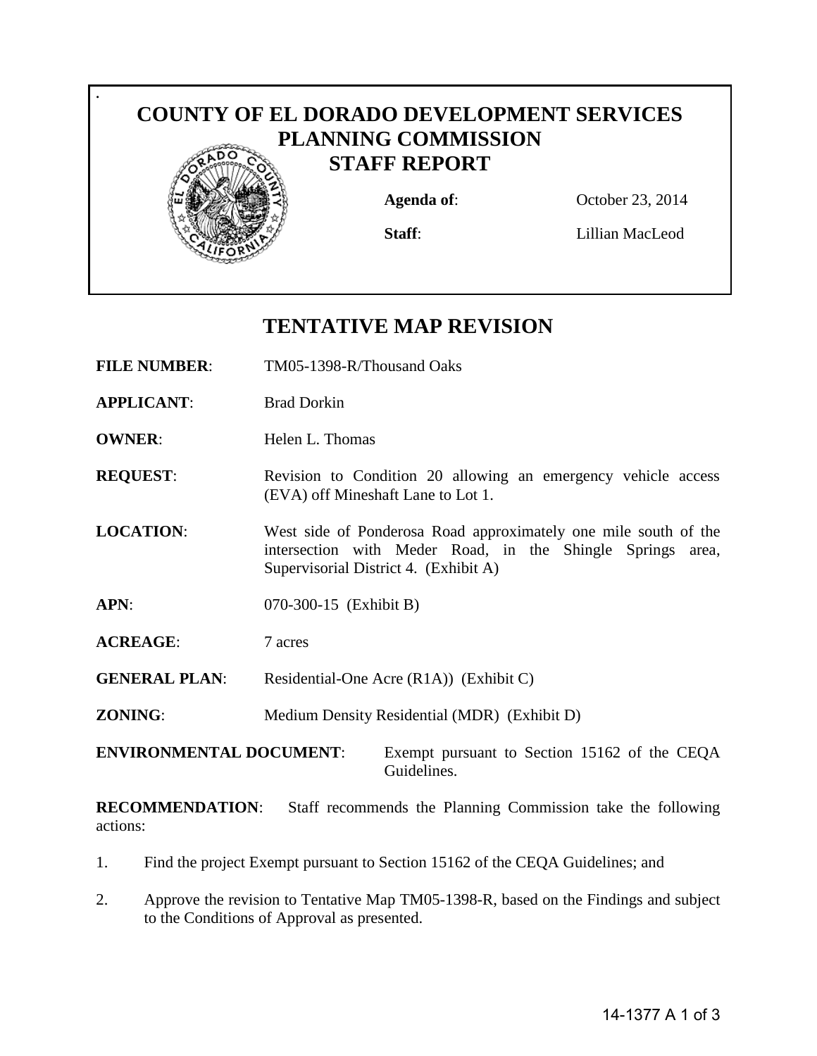# COUNTY OF EL DORADO DEVELOPMENT SERVICES PLANNING COMMISSION STAFF REPORT

**Agenda of**: October 23, 2014

**Staff**: Lillian MacLeod

## TENTATIVE MAP REVISION

**FILE NUMBER**: TM05-1398-R/Thousand Oaks

**APPLICANT**: Brad Dorkin

**OWNER**: Helen L. Thomas

**REQUEST**: Revision to Condition 20 allowing an emergency vehicle access (EVA) off Mineshaft Lane to Lot 1.

**LOCATION**: West side of Ponderosa Road approximately one mile south of the intersection with Meder Road, in the Shingle Springs area, Supervisorial District 4. (Exhibit A)

**APN**: 070-300-15 (Exhibit B)

**ACREAGE**: 7 acres

**GENERAL PLAN**: Residential-One Acre (R1A)) (Exhibit C)

**ZONING**: Medium Density Residential (MDR) (Exhibit D)

**ENVIRONMENTAL DOCUMENT**: Exempt pursuant to Section 15162 of the CEQA Guidelines.

**RECOMMENDATION**: Staff recommends the Planning Commission take the following actions:

1. Find the project Exempt pursuant to Section 15162 of the CEQA Guidelines; and

2. Approve the revision to Tentative Map TM05-1398-R, based on the Findings and subject to the Conditions of Approval as presented.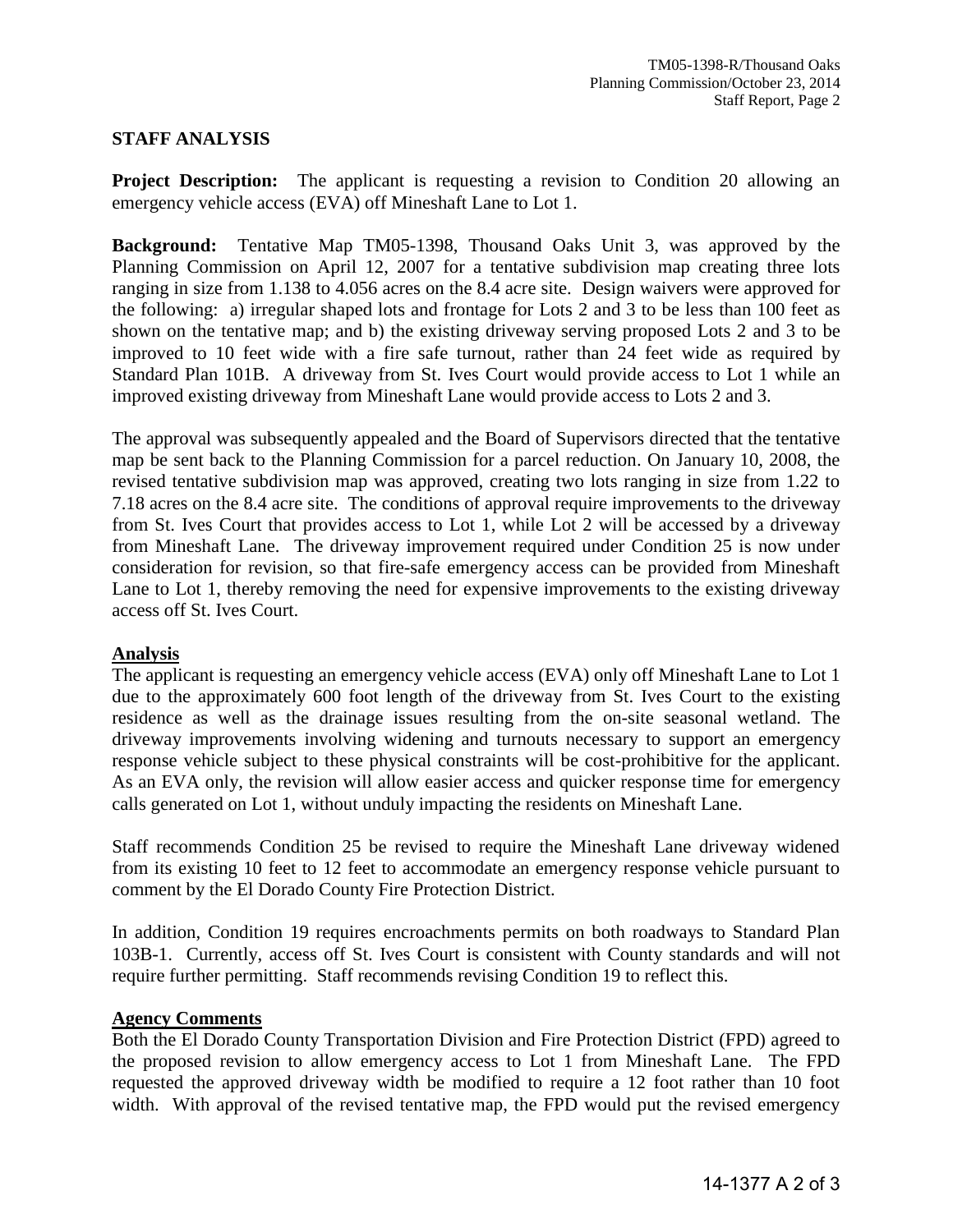## STAFF ANALYSIS

**Project Description:** The applicant is requesting a revision to Condition 20 allowing an emergency vehicle access (EVA) off Mineshaft Lane to Lot 1.

**Background:** Tentative Map TM05-1398, Thousand Oaks Unit 3, was approved by the Planning Commission on April 12, 2007 for a tentative subdivision map creating three lots ranging in size from 1.138 to 4.056 acres on the 8.4 acre site. Design waivers were approved for the following: a) irregular shaped lots and frontage for Lots 2 and 3 to be less than 100 feet as shown on the tentative map; and b) the existing driveway serving proposed Lots 2 and 3 to be improved to 10 feet wide with a fire safe turnout, rather than 24 feet wide as required by Standard Plan 101B. A driveway from St. Ives Court would provide access to Lot 1 while an improved existing driveway from Mineshaft Lane would provide access to Lots 2 and 3.

The approval was subsequently appealed and the Board of Supervisors directed that the tentative map be sent back to the Planning Commission for a parcel reduction. On January 10, 2008, the revised tentative subdivision map was approved, creating two lots ranging in size from 1.22 to 7.18 acres on the 8.4 acre site. The conditions of approval require improvements to the driveway from St. Ives Court that provides access to Lot 1, while Lot 2 will be accessed by a driveway from Mineshaft Lane. The driveway improvement required under Condition 25 is now under consideration for revision, so that fire-safe emergency access can be provided from Mineshaft Lane to Lot 1, thereby removing the need for expensive improvements to the existing driveway access off St. Ives Court.

### Analysis

The applicant is requesting an emergency vehicle access (EVA) only off Mineshaft Lane to Lot 1 due to the approximately 600 foot length of the driveway from St. Ives Court to the existing residence as well as the drainage issues resulting from the on-site seasonal wetland. The driveway improvements involving widening and turnouts necessary to support an emergency response vehicle subject to these physical constraints will be cost-prohibitive for the applicant. As an EVA only, the revision will allow easier access and quicker response time for emergency calls generated on Lot 1, without unduly impacting the residents on Mineshaft Lane.

Staff recommends Condition 25 be revised to require the Mineshaft Lane driveway widened from its existing 10 feet to 12 feet to accommodate an emergency response vehicle pursuant to comment by the El Dorado County Fire Protection District.

In addition, Condition 19 requires encroachments permits on both roadways to Standard Plan 103B-1. Currently, access off St. Ives Court is consistent with County standards and will not require further permitting. Staff recommends revising Condition 19 to reflect this.

### Agency Comments

Both the El Dorado County Transportation Division and Fire Protection District (FPD) agreed to the proposed revision to allow emergency access to Lot 1 from Mineshaft Lane. The FPD requested the approved driveway width be modified to require a 12 foot rather than 10 foot width. With approval of the revised tentative map, the FPD would put the revised emergency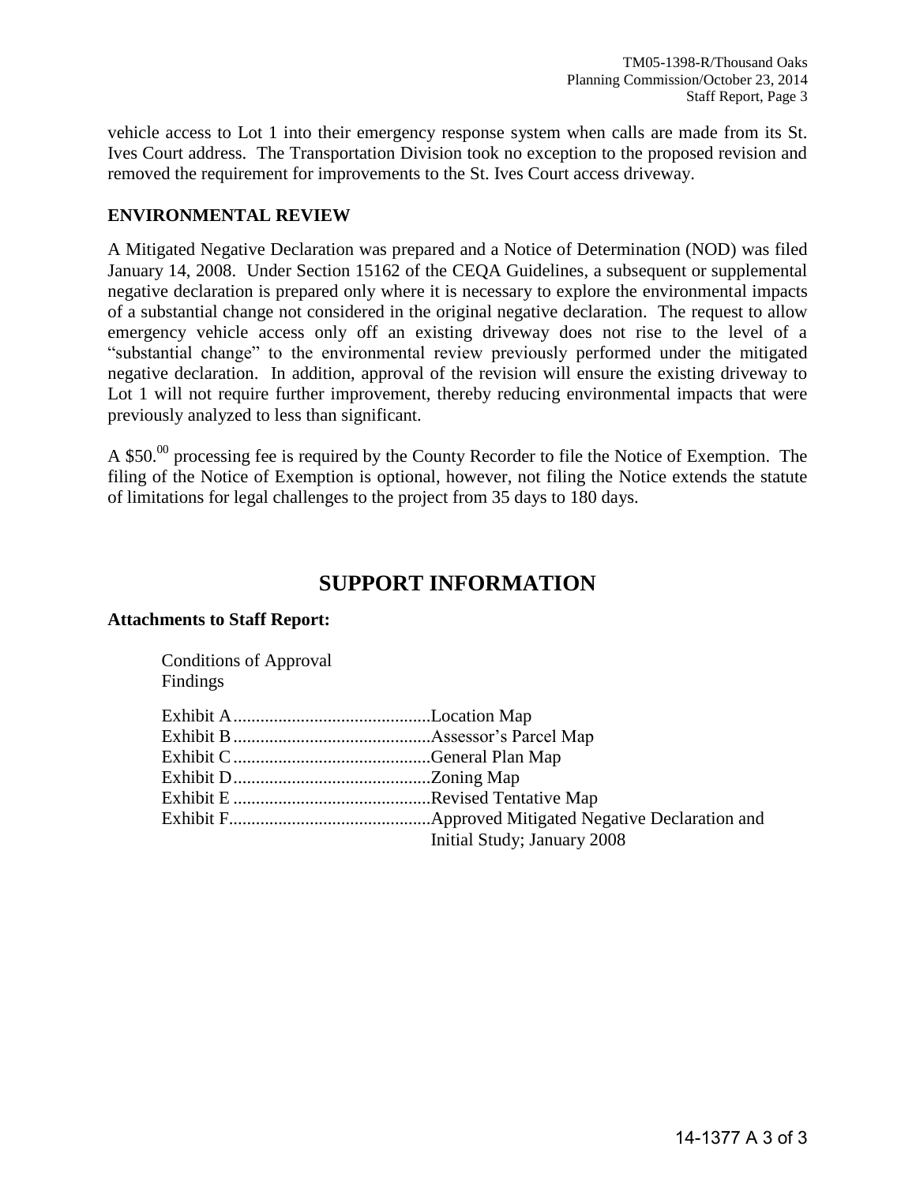vehicle access to Lot 1 into their emergency response system when calls are made from its St. Ives Court address. The Transportation Division took no exception to the proposed revision and removed the requirement for improvements to the St. Ives Court access driveway.

**ENVIRONMENTAL REVIEW**

A Mitigated Negative Declaration was prepared and a Notice of Determination (NOD) was filed January 14, 2008. Under Section 15162 of the CEQA Guidelines, a subsequent or supplemental negative declaration is prepared only where it is necessary to explore the environmental impacts of a substantial change not considered in the original negative declaration. The request to allow emergency vehicle access only off an existing driveway does not rise to the level of a "substantial change" to the environmental review previously performed under the mitigated negative declaration. In addition, approval of the revision will ensure the existing driveway to Lot 1 will not require further improvement, thereby reducing environmental impacts that were previously analyzed to less than significant.

A $50.^{00}$ processing fee is required by the County Recorder to file the Notice of Exemption. The filing of the Notice of Exemption is optional, however, not filing the Notice extends the statute of limitations for legal challenges to the project from 35 days to 180 days.

# SUPPORT INFORMATION

**Attachments to Staff Report:**

Conditions of Approval
Findings

Exhibit A............................................Location Map
Exhibit B............................................Assessor's Parcel Map
Exhibit C............................................General Plan Map
Exhibit D............................................Zoning Map
Exhibit E............................................Revised Tentative Map
Exhibit F............................................Approved Mitigated Negative Declaration and Initial Study; January 2008